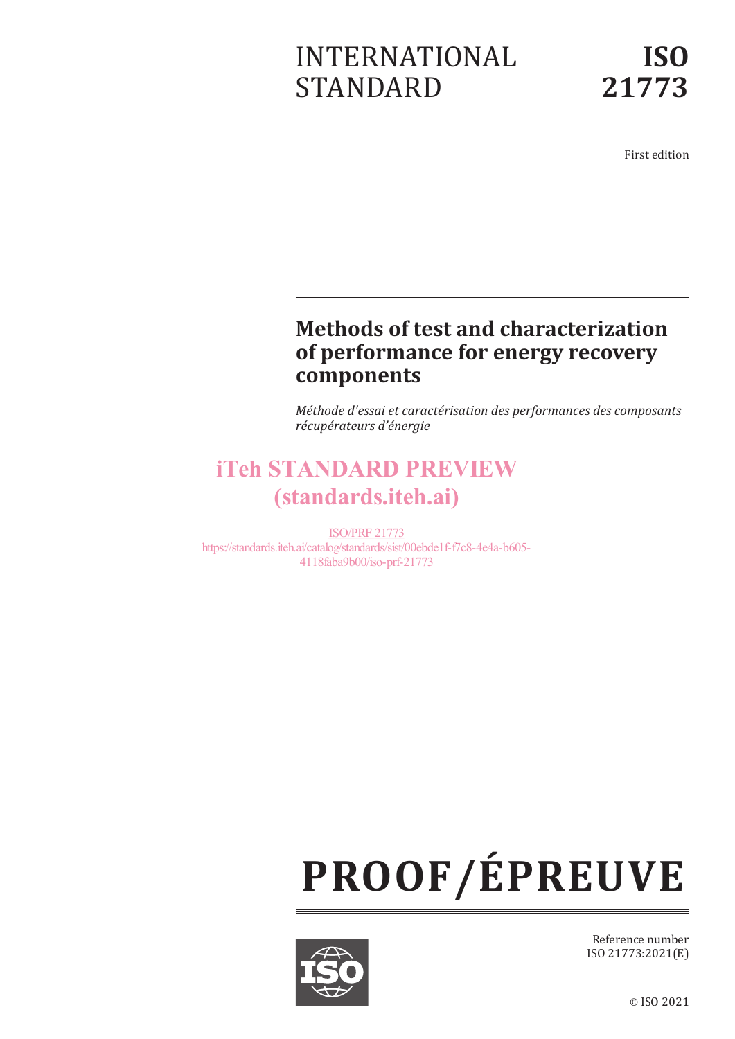INTERNATIONAL STANDARD

**ISO 21773**

First edition

# Methods of test and characterization of performance for energy recovery components

*Méthode d'essai et caractérisation des performances des composants récupérateurs d'énergie*

iTeh STANDARD PREVIEW
(standards.iteh.ai)

ISO/PRF 21773
https://standards.iteh.ai/catalog/standards/sist/00ebde1f-f7c8-4e4a-b605-4118faba9b00/iso-prf-21773

**PROOF/ÉPREUVE**

Reference number
ISO 21773:2021(E)

© ISO 2021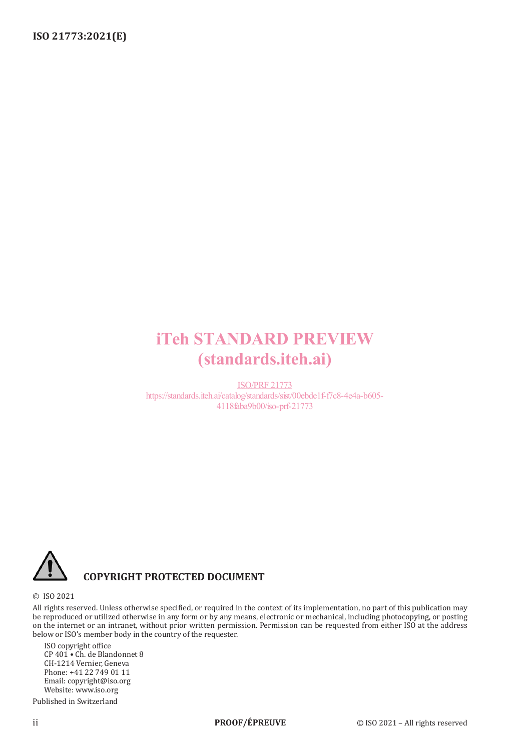iTeh STANDARD PREVIEW
(standards.iteh.ai)

ISO/PRF 21773
https://standards.iteh.ai/catalog/standards/sist/00ebde1f-f7c8-4e4a-b605-4118faba9b00/iso-prf-21773

**COPYRIGHT PROTECTED DOCUMENT**

© ISO 2021

All rights reserved. Unless otherwise specified, or required in the context of its implementation, no part of this publication may be reproduced or utilized otherwise in any form or by any means, electronic or mechanical, including photocopying, or posting on the internet or an intranet, without prior written permission. Permission can be requested from either ISO at the address below or ISO's member body in the country of the requester.

ISO copyright office
CP 401 • Ch. de Blandonnet 8
CH-1214 Vernier, Geneva
Phone: +41 22 749 01 11
Email: copyright@iso.org
Website: www.iso.org

Published in Switzerland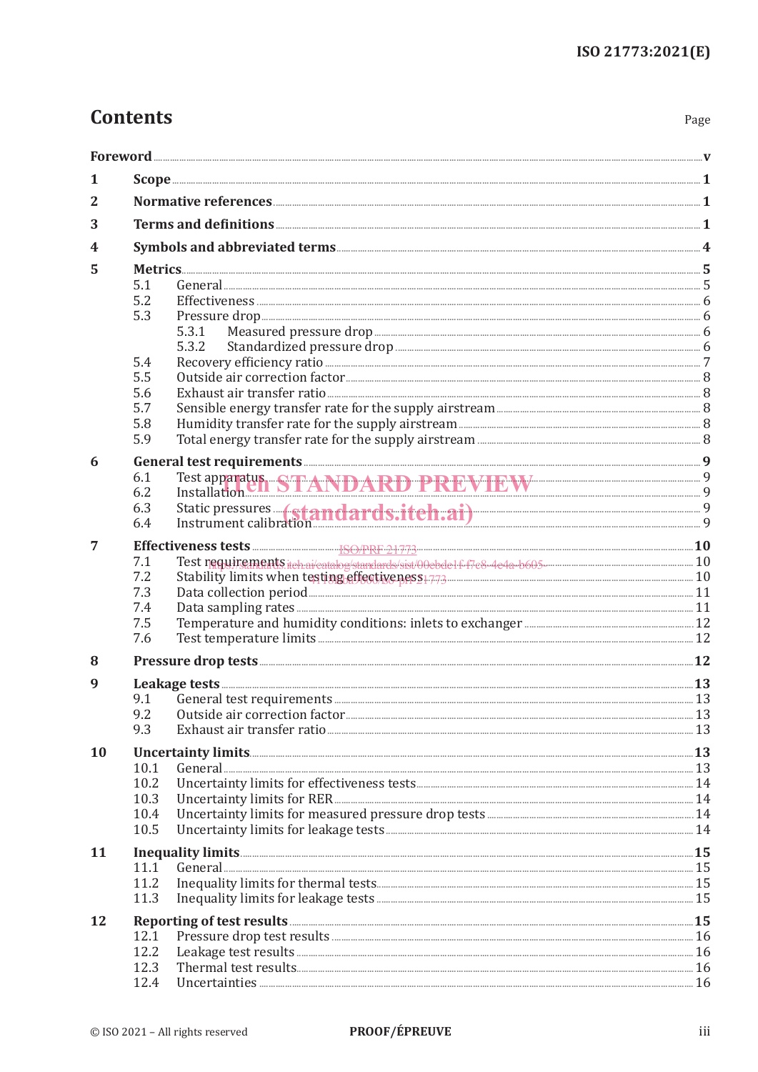# Contents

Page

**Foreword** ..... v

**1 Scope** ..... 1

**2 Normative references** ..... 1

**3 Terms and definitions** ..... 1

**4 Symbols and abbreviated terms** ..... 4

**5 Metrics** ..... 5

- 5.1 General ..... 5
- 5.2 Effectiveness ..... 6
- 5.3 Pressure drop ..... 6
  - 5.3.1 Measured pressure drop ..... 6
  - 5.3.2 Standardized pressure drop ..... 6
- 5.4 Recovery efficiency ratio ..... 7
- 5.5 Outside air correction factor ..... 8
- 5.6 Exhaust air transfer ratio ..... 8
- 5.7 Sensible energy transfer rate for the supply airstream ..... 8
- 5.8 Humidity transfer rate for the supply airstream ..... 8
- 5.9 Total energy transfer rate for the supply airstream ..... 8

**6 General test requirements** ..... 9

- 6.1 Test apparatus ..... 9
- 6.2 Installation ..... 9
- 6.3 Static pressures ..... 9
- 6.4 Instrument calibration ..... 9

**7 Effectiveness tests** ..... 10

- 7.1 Test requirements ..... 10
- 7.2 Stability limits when testing effectiveness ..... 10
- 7.3 Data collection period ..... 11
- 7.4 Data sampling rates ..... 11
- 7.5 Temperature and humidity conditions: inlets to exchanger ..... 12
- 7.6 Test temperature limits ..... 12

**8 Pressure drop tests** ..... 12

**9 Leakage tests** ..... 13

- 9.1 General test requirements ..... 13
- 9.2 Outside air correction factor ..... 13
- 9.3 Exhaust air transfer ratio ..... 13

**10 Uncertainty limits** ..... 13

- 10.1 General ..... 13
- 10.2 Uncertainty limits for effectiveness tests ..... 14
- 10.3 Uncertainty limits for RER ..... 14
- 10.4 Uncertainty limits for measured pressure drop tests ..... 14
- 10.5 Uncertainty limits for leakage tests ..... 14

**11 Inequality limits** ..... 15

- 11.1 General ..... 15
- 11.2 Inequality limits for thermal tests ..... 15
- 11.3 Inequality limits for leakage tests ..... 15

**12 Reporting of test results** ..... 15

- 12.1 Pressure drop test results ..... 16
- 12.2 Leakage test results ..... 16
- 12.3 Thermal test results ..... 16
- 12.4 Uncertainties ..... 16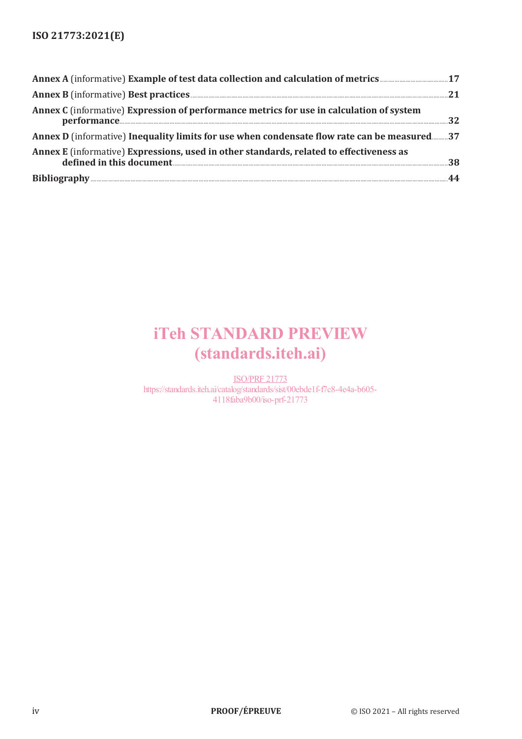**Annex A** (informative) **Example of test data collection and calculation of metrics** ..... 17

**Annex B** (informative) **Best practices** ..... 21

**Annex C** (informative) **Expression of performance metrics for use in calculation of system performance** ..... 32

**Annex D** (informative) **Inequality limits for use when condensate flow rate can be measured** ..... 37

**Annex E** (informative) **Expressions, used in other standards, related to effectiveness as defined in this document** ..... 38

**Bibliography** ..... 44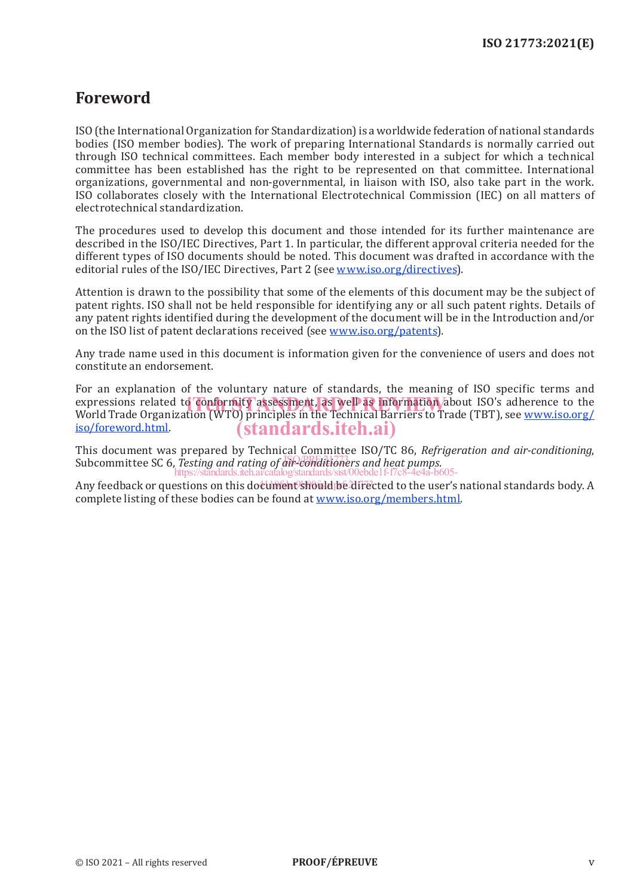# Foreword

ISO (the International Organization for Standardization) is a worldwide federation of national standards bodies (ISO member bodies). The work of preparing International Standards is normally carried out through ISO technical committees. Each member body interested in a subject for which a technical committee has been established has the right to be represented on that committee. International organizations, governmental and non-governmental, in liaison with ISO, also take part in the work. ISO collaborates closely with the International Electrotechnical Commission (IEC) on all matters of electrotechnical standardization.

The procedures used to develop this document and those intended for its further maintenance are described in the ISO/IEC Directives, Part 1. In particular, the different approval criteria needed for the different types of ISO documents should be noted. This document was drafted in accordance with the editorial rules of the ISO/IEC Directives, Part 2 (see www.iso.org/directives).

Attention is drawn to the possibility that some of the elements of this document may be the subject of patent rights. ISO shall not be held responsible for identifying any or all such patent rights. Details of any patent rights identified during the development of the document will be in the Introduction and/or on the ISO list of patent declarations received (see www.iso.org/patents).

Any trade name used in this document is information given for the convenience of users and does not constitute an endorsement.

For an explanation of the voluntary nature of standards, the meaning of ISO specific terms and expressions related to conformity assessment, as well as information about ISO's adherence to the World Trade Organization (WTO) principles in the Technical Barriers to Trade (TBT), see www.iso.org/iso/foreword.html.

This document was prepared by Technical Committee ISO/TC 86, *Refrigeration and air-conditioning*, Subcommittee SC 6, *Testing and rating of air-conditioners and heat pumps*.

Any feedback or questions on this document should be directed to the user's national standards body. A complete listing of these bodies can be found at www.iso.org/members.html.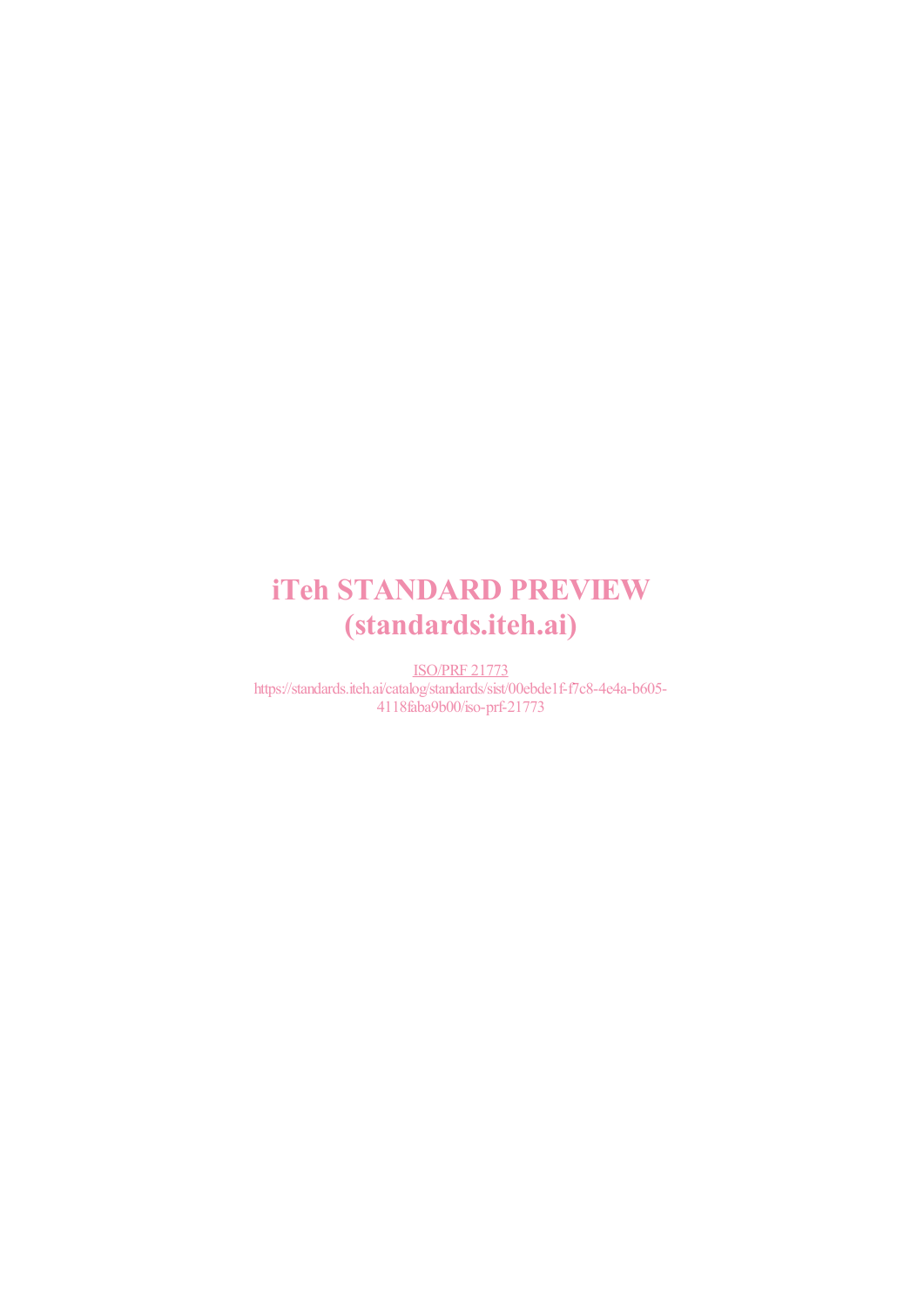iTeh STANDARD PREVIEW
(standards.iteh.ai)

ISO/PRF 21773
https://standards.iteh.ai/catalog/standards/sist/00ebde1f-f7c8-4e4a-b605-4118faba9b00/iso-prf-21773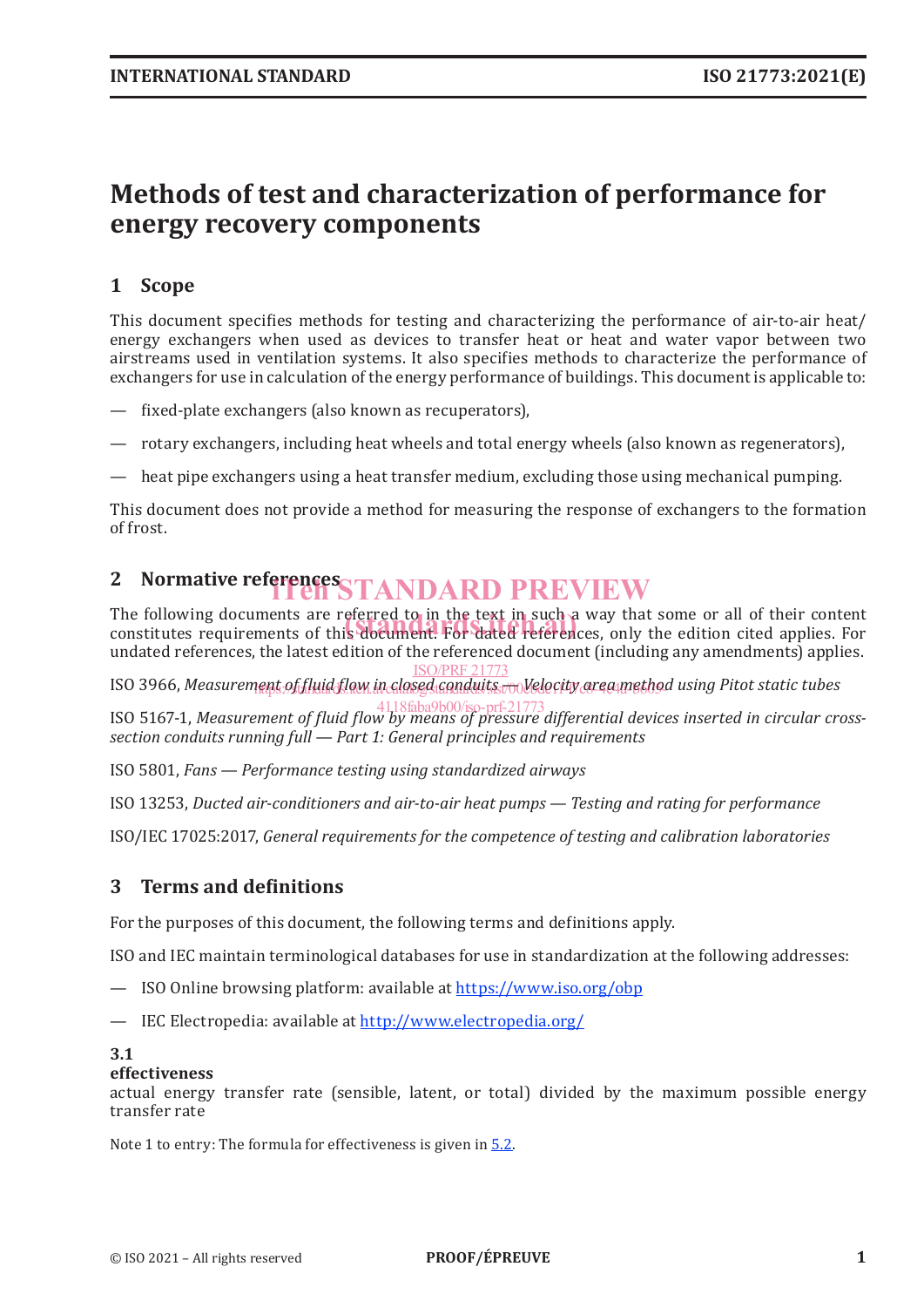# Methods of test and characterization of performance for energy recovery components

## 1 Scope

This document specifies methods for testing and characterizing the performance of air-to-air heat/energy exchangers when used as devices to transfer heat or heat and water vapor between two airstreams used in ventilation systems. It also specifies methods to characterize the performance of exchangers for use in calculation of the energy performance of buildings. This document is applicable to:

— fixed-plate exchangers (also known as recuperators),

— rotary exchangers, including heat wheels and total energy wheels (also known as regenerators),

— heat pipe exchangers using a heat transfer medium, excluding those using mechanical pumping.

This document does not provide a method for measuring the response of exchangers to the formation of frost.

## 2 Normative references

The following documents are referred to in the text in such a way that some or all of their content constitutes requirements of this document. For dated references, only the edition cited applies. For undated references, the latest edition of the referenced document (including any amendments) applies.

ISO 3966, *Measurement of fluid flow in closed conduits — Velocity area method using Pitot static tubes*

ISO 5167-1, *Measurement of fluid flow by means of pressure differential devices inserted in circular cross-section conduits running full — Part 1: General principles and requirements*

ISO 5801, *Fans — Performance testing using standardized airways*

ISO 13253, *Ducted air-conditioners and air-to-air heat pumps — Testing and rating for performance*

ISO/IEC 17025:2017, *General requirements for the competence of testing and calibration laboratories*

## 3 Terms and definitions

For the purposes of this document, the following terms and definitions apply.

ISO and IEC maintain terminological databases for use in standardization at the following addresses:

— ISO Online browsing platform: available at https://www.iso.org/obp

— IEC Electropedia: available at http://www.electropedia.org/

**3.1**
**effectiveness**
actual energy transfer rate (sensible, latent, or total) divided by the maximum possible energy transfer rate

Note 1 to entry: The formula for effectiveness is given in 5.2.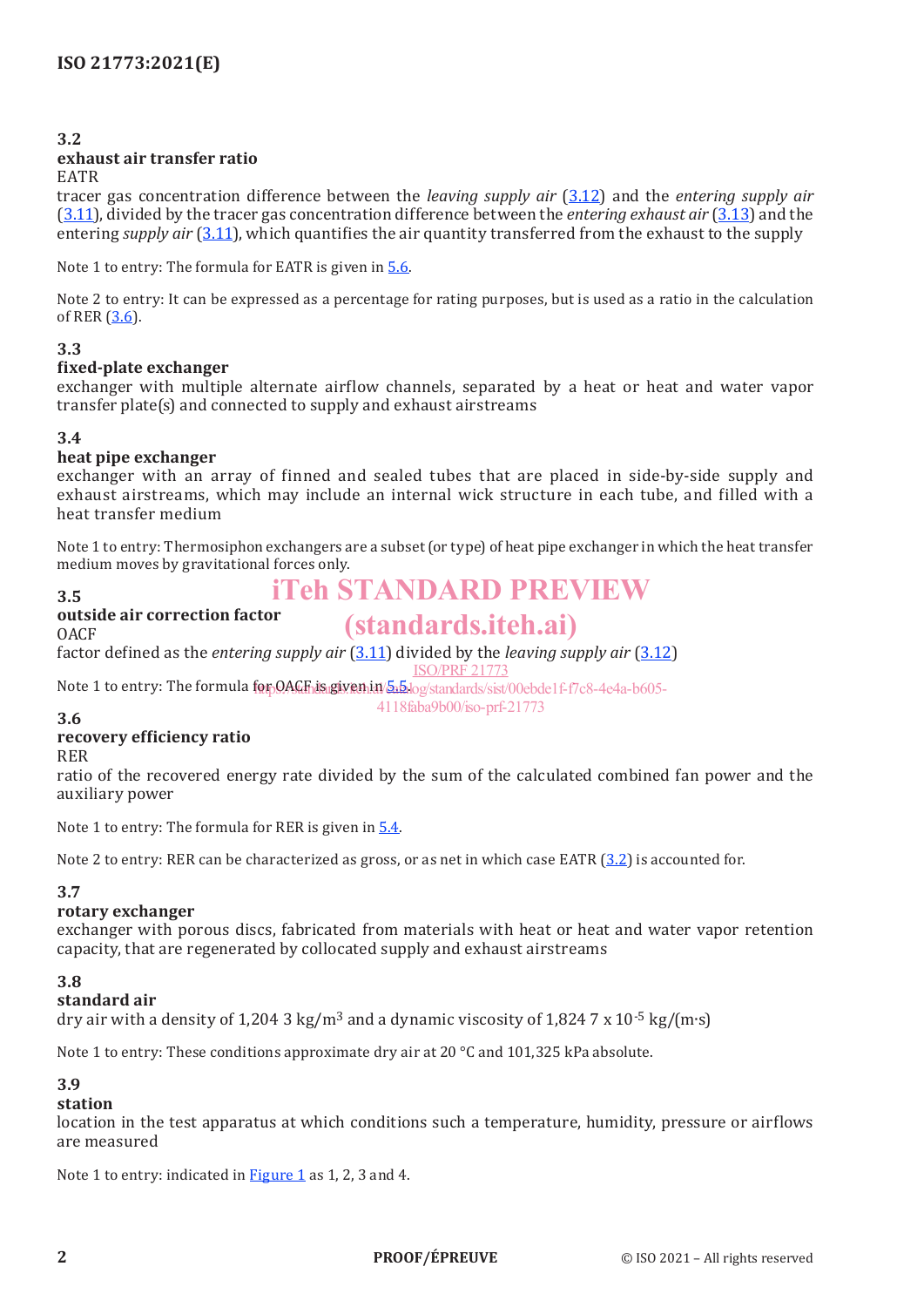**3.2**
**exhaust air transfer ratio**
EATR
tracer gas concentration difference between the *leaving supply air* (3.12) and the *entering supply air* (3.11), divided by the tracer gas concentration difference between the *entering exhaust air* (3.13) and the entering *supply air* (3.11), which quantifies the air quantity transferred from the exhaust to the supply

Note 1 to entry: The formula for EATR is given in 5.6.

Note 2 to entry: It can be expressed as a percentage for rating purposes, but is used as a ratio in the calculation of RER (3.6).

**3.3**
**fixed-plate exchanger**
exchanger with multiple alternate airflow channels, separated by a heat or heat and water vapor transfer plate(s) and connected to supply and exhaust airstreams

**3.4**
**heat pipe exchanger**
exchanger with an array of finned and sealed tubes that are placed in side-by-side supply and exhaust airstreams, which may include an internal wick structure in each tube, and filled with a heat transfer medium

Note 1 to entry: Thermosiphon exchangers are a subset (or type) of heat pipe exchanger in which the heat transfer medium moves by gravitational forces only.

**3.5**
**outside air correction factor**
OACF
factor defined as the *entering supply air* (3.11) divided by the *leaving supply air* (3.12)

Note 1 to entry: The formula for OACF is given in 5.5.

**3.6**
**recovery efficiency ratio**
RER
ratio of the recovered energy rate divided by the sum of the calculated combined fan power and the auxiliary power

Note 1 to entry: The formula for RER is given in 5.4.

Note 2 to entry: RER can be characterized as gross, or as net in which case EATR (3.2) is accounted for.

**3.7**
**rotary exchanger**
exchanger with porous discs, fabricated from materials with heat or heat and water vapor retention capacity, that are regenerated by collocated supply and exhaust airstreams

**3.8**
**standard air**
dry air with a density of 1,204 3 kg/m$^3$ and a dynamic viscosity of 1,824 7 x 10$^{-5}$ kg/(m·s)

Note 1 to entry: These conditions approximate dry air at 20 °C and 101,325 kPa absolute.

**3.9**
**station**
location in the test apparatus at which conditions such a temperature, humidity, pressure or airflows are measured

Note 1 to entry: indicated in Figure 1 as 1, 2, 3 and 4.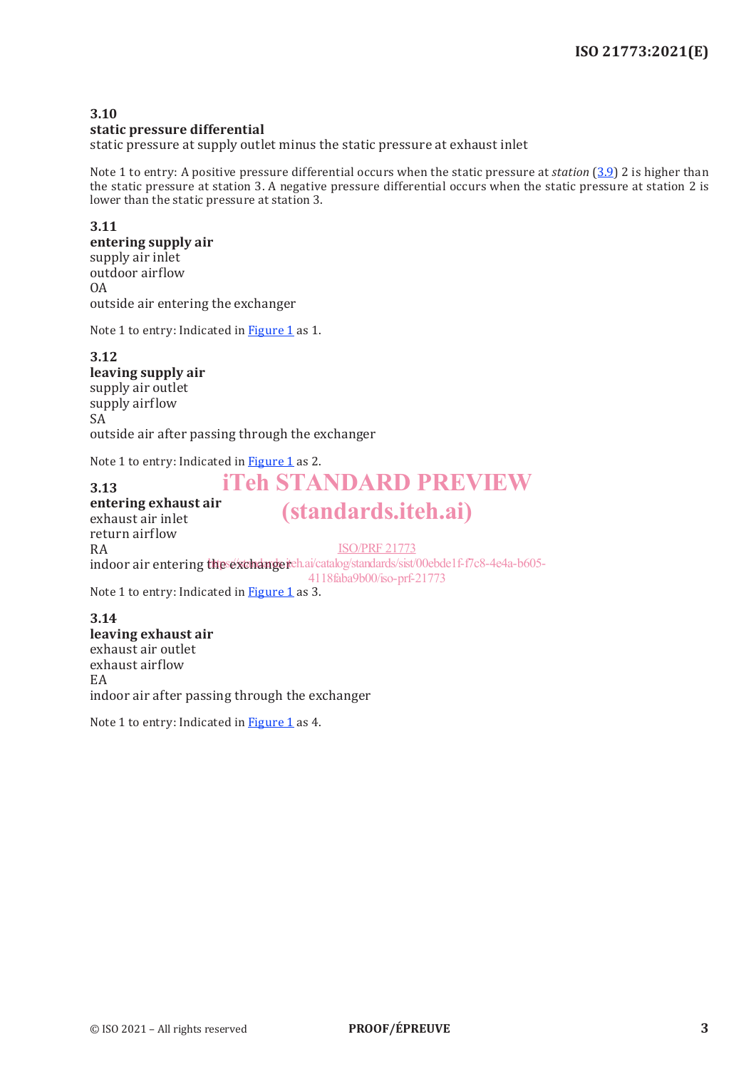**3.10**
**static pressure differential**
static pressure at supply outlet minus the static pressure at exhaust inlet

Note 1 to entry: A positive pressure differential occurs when the static pressure at *station* (3.9) 2 is higher than the static pressure at station 3. A negative pressure differential occurs when the static pressure at station 2 is lower than the static pressure at station 3.

**3.11**
**entering supply air**
supply air inlet
outdoor airflow
OA
outside air entering the exchanger

Note 1 to entry: Indicated in Figure 1 as 1.

**3.12**
**leaving supply air**
supply air outlet
supply airflow
SA
outside air after passing through the exchanger

Note 1 to entry: Indicated in Figure 1 as 2.

**3.13**
**entering exhaust air**
exhaust air inlet
return airflow
RA
indoor air entering the exchanger

Note 1 to entry: Indicated in Figure 1 as 3.

**3.14**
**leaving exhaust air**
exhaust air outlet
exhaust airflow
EA
indoor air after passing through the exchanger

Note 1 to entry: Indicated in Figure 1 as 4.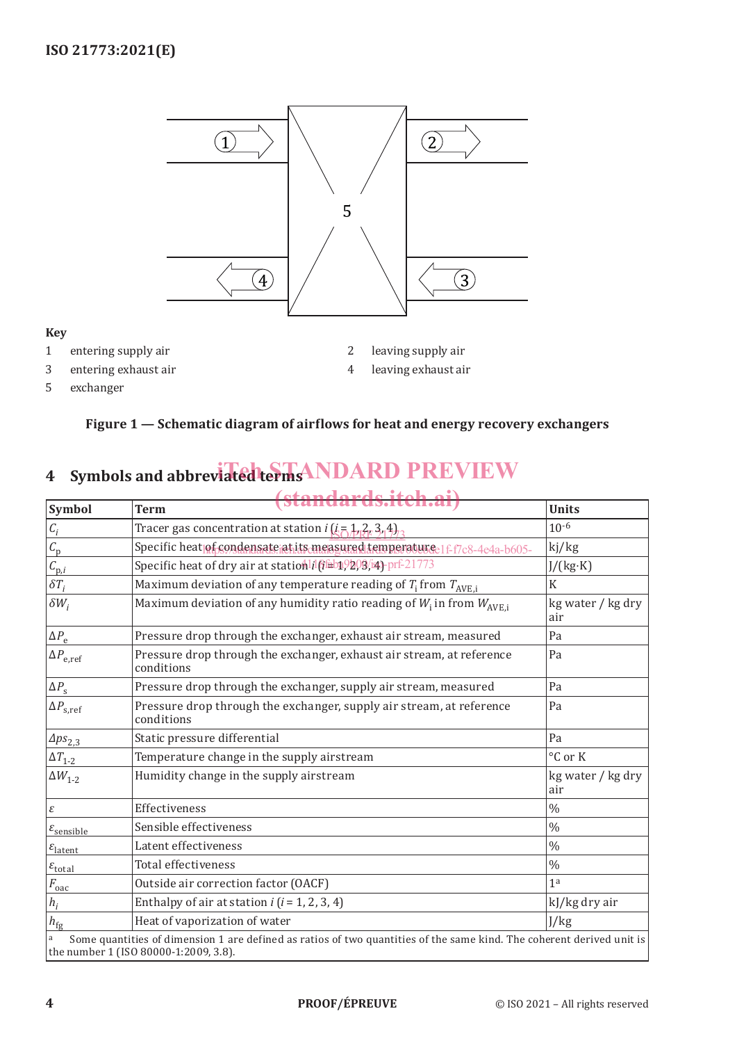**Key**

1 entering supply air
2 leaving supply air
3 entering exhaust air
4 leaving exhaust air
5 exchanger

**Figure 1 — Schematic diagram of airflows for heat and energy recovery exchangers**

## 4 Symbols and abbreviated terms

| Symbol | Term | Units |
|---|---|---|
| $C_i$ | Tracer gas concentration at station $i$ ($i$ = 1, 2, 3, 4) | $10^{-6}$ |
| $C_p$ | Specific heat of condensate at its measured temperature | kj/kg |
| $C_{p,i}$ | Specific heat of dry air at station $i$ ($i$ = 1, 2, 3, 4) | J/(kg·K) |
| $\delta T_i$ | Maximum deviation of any temperature reading of $T_i$ from $T_{AVE,i}$ | K |
| $\delta W_i$ | Maximum deviation of any humidity ratio reading of $W_i$ in from $W_{AVE,i}$ | kg water / kg dry air |
| $\Delta P_e$ | Pressure drop through the exchanger, exhaust air stream, measured | Pa |
| $\Delta P_{e,ref}$ | Pressure drop through the exchanger, exhaust air stream, at reference conditions | Pa |
| $\Delta P_s$ | Pressure drop through the exchanger, supply air stream, measured | Pa |
| $\Delta P_{s,ref}$ | Pressure drop through the exchanger, supply air stream, at reference conditions | Pa |
| $\Delta ps_{2,3}$ | Static pressure differential | Pa |
| $\Delta T_{1\text{-}2}$ | Temperature change in the supply airstream | °C or K |
| $\Delta W_{1\text{-}2}$ | Humidity change in the supply airstream | kg water / kg dry air |
| $\varepsilon$ | Effectiveness | % |
| $\varepsilon_{sensible}$ | Sensible effectiveness | % |
| $\varepsilon_{latent}$ | Latent effectiveness | % |
| $\varepsilon_{total}$ | Total effectiveness | % |
| $F_{oac}$ | Outside air correction factor (OACF) | 1[a] |
| $h_i$ | Enthalpy of air at station $i$ ($i$ = 1, 2, 3, 4) | kJ/kg dry air |
| $h_{fg}$ | Heat of vaporization of water | J/kg |

[a] Some quantities of dimension 1 are defined as ratios of two quantities of the same kind. The coherent derived unit is the number 1 (ISO 80000-1:2009, 3.8).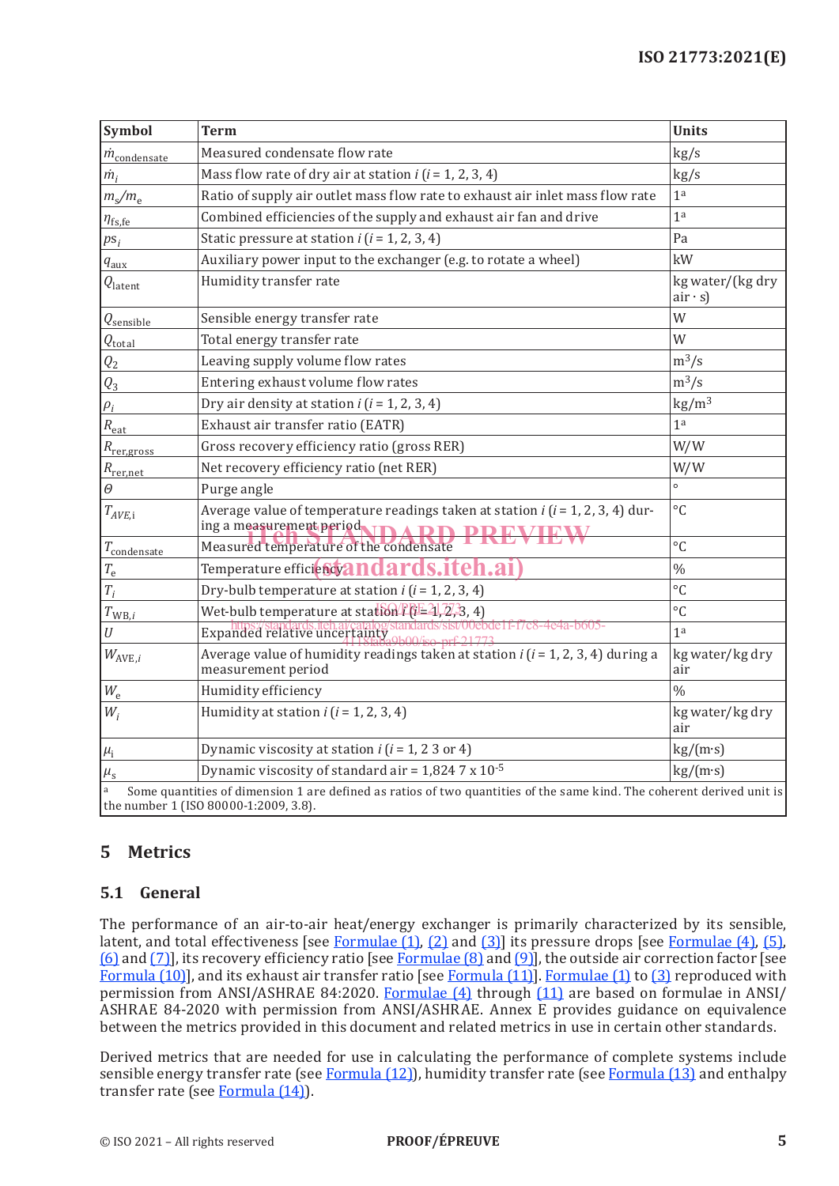| Symbol | Term | Units |
|---|---|---|
| $\dot{m}_{condensate}$ | Measured condensate flow rate | kg/s |
| $\dot{m}_i$ | Mass flow rate of dry air at station $i$ ($i$ = 1, 2, 3, 4) | kg/s |
| $m_s/m_e$ | Ratio of supply air outlet mass flow rate to exhaust air inlet mass flow rate | 1[a] |
| $\eta_{fs,fe}$ | Combined efficiencies of the supply and exhaust air fan and drive | 1[a] |
| $ps_i$ | Static pressure at station $i$ ($i$ = 1, 2, 3, 4) | Pa |
| $q_{aux}$ | Auxiliary power input to the exchanger (e.g. to rotate a wheel) | kW |
| $Q_{latent}$ | Humidity transfer rate | kg water/(kg dry air · s) |
| $Q_{sensible}$ | Sensible energy transfer rate | W |
| $Q_{total}$ | Total energy transfer rate | W |
| $Q_2$ | Leaving supply volume flow rates | $m^3/s$ |
| $Q_3$ | Entering exhaust volume flow rates | $m^3/s$ |
| $\rho_i$ | Dry air density at station $i$ ($i$ = 1, 2, 3, 4) | $kg/m^3$ |
| $R_{eat}$ | Exhaust air transfer ratio (EATR) | 1[a] |
| $R_{rer,gross}$ | Gross recovery efficiency ratio (gross RER) | W/W |
| $R_{rer,net}$ | Net recovery efficiency ratio (net RER) | W/W |
| $\Theta$ | Purge angle | ° |
| $T_{AVE,i}$ | Average value of temperature readings taken at station $i$ ($i$ = 1, 2, 3, 4) during a measurement period | °C |
| $T_{condensate}$ | Measured temperature of the condensate | °C |
| $T_e$ | Temperature efficiency | % |
| $T_i$ | Dry-bulb temperature at station $i$ ($i$ = 1, 2, 3, 4) | °C |
| $T_{WB,i}$ | Wet-bulb temperature at station $i$ ($i$ = 1, 2, 3, 4) | °C |
| $U$ | Expanded relative uncertainty | 1[a] |
| $W_{AVE,i}$ | Average value of humidity readings taken at station $i$ ($i$ = 1, 2, 3, 4) during a measurement period | kg water/kg dry air |
| $W_e$ | Humidity efficiency | % |
| $W_i$ | Humidity at station $i$ ($i$ = 1, 2, 3, 4) | kg water/kg dry air |
| $\mu_i$ | Dynamic viscosity at station $i$ ($i$ = 1, 2 3 or 4) | kg/(m·s) |
| $\mu_s$ | Dynamic viscosity of standard air = 1,824 7 x $10^{-5}$ | kg/(m·s) |

[a] Some quantities of dimension 1 are defined as ratios of two quantities of the same kind. The coherent derived unit is the number 1 (ISO 80000-1:2009, 3.8).

## 5 Metrics

### 5.1 General

The performance of an air-to-air heat/energy exchanger is primarily characterized by its sensible, latent, and total effectiveness [see Formulae (1), (2) and (3)] its pressure drops [see Formulae (4), (5), (6) and (7)], its recovery efficiency ratio [see Formulae (8) and (9)], the outside air correction factor [see Formula (10)], and its exhaust air transfer ratio [see Formula (11)]. Formulae (1) to (3) reproduced with permission from ANSI/ASHRAE 84:2020. Formulae (4) through (11) are based on formulae in ANSI/ASHRAE 84-2020 with permission from ANSI/ASHRAE. Annex E provides guidance on equivalence between the metrics provided in this document and related metrics in use in certain other standards.

Derived metrics that are needed for use in calculating the performance of complete systems include sensible energy transfer rate (see Formula (12)), humidity transfer rate (see Formula (13) and enthalpy transfer rate (see Formula (14)).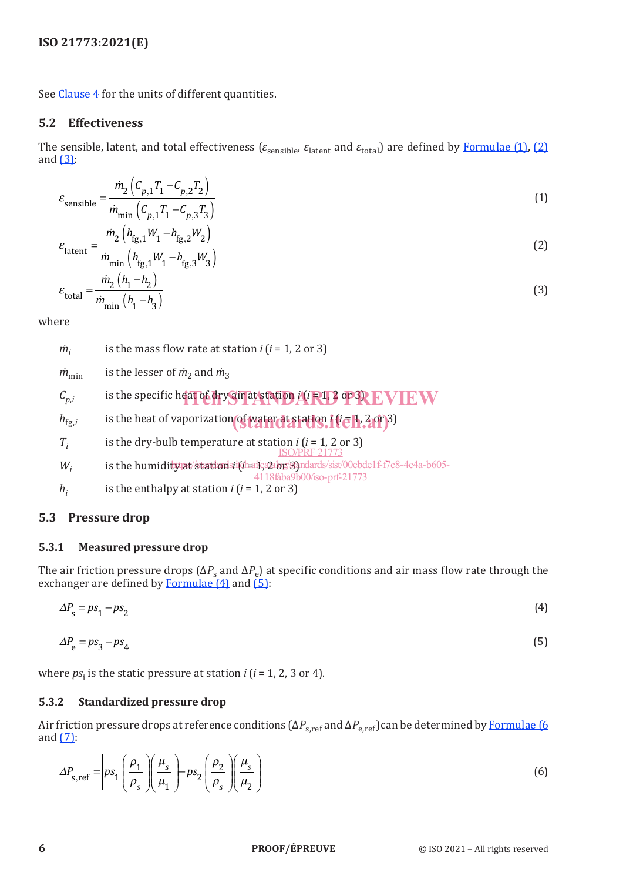See Clause 4 for the units of different quantities.

## 5.2 Effectiveness

The sensible, latent, and total effectiveness ($\varepsilon_{\text{sensible}}$, $\varepsilon_{\text{latent}}$ and $\varepsilon_{\text{total}}$) are defined by Formulae (1), (2) and (3):

$$\varepsilon_{\text{sensible}} = \frac{\dot{m}_2 \left( C_{p,1} T_1 - C_{p,2} T_2 \right)}{\dot{m}_{\min} \left( C_{p,1} T_1 - C_{p,3} T_3 \right)} \tag{1}$$

$$\varepsilon_{\text{latent}} = \frac{\dot{m}_2 \left( h_{\text{fg},1} W_1 - h_{\text{fg},2} W_2 \right)}{\dot{m}_{\min} \left( h_{\text{fg},1} W_1 - h_{\text{fg},3} W_3 \right)} \tag{2}$$

$$\varepsilon_{\text{total}} = \frac{\dot{m}_2 \left( h_1 - h_2 \right)}{\dot{m}_{\min} \left( h_1 - h_3 \right)} \tag{3}$$

where

$\dot{m}_i$ is the mass flow rate at station $i$ ($i$ = 1, 2 or 3)

$\dot{m}_{\min}$ is the lesser of $\dot{m}_2$ and $\dot{m}_3$

$C_{p,i}$ is the specific heat of dry air at station $i$ ($i$ = 1, 2 or 3)

$h_{\text{fg},i}$ is the heat of vaporization of water at station $i$ ($i$ = 1, 2 or 3)

$T_i$ is the dry-bulb temperature at station $i$ ($i$ = 1, 2 or 3)

$W_i$ is the humidity at station $i$ ($i$ = 1, 2 or 3)

$h_i$ is the enthalpy at station $i$ ($i$ = 1, 2 or 3)

## 5.3 Pressure drop

### 5.3.1 Measured pressure drop

The air friction pressure drops ($\Delta P_{\text{s}}$ and $\Delta P_{\text{e}}$) at specific conditions and air mass flow rate through the exchanger are defined by Formulae (4) and (5):

$$\Delta P_{\text{s}} = ps_1 - ps_2 \tag{4}$$

$$\Delta P_{\text{e}} = ps_3 - ps_4 \tag{5}$$

where $ps_{\text{i}}$ is the static pressure at station $i$ ($i$ = 1, 2, 3 or 4).

### 5.3.2 Standardized pressure drop

Air friction pressure drops at reference conditions ($\Delta P_{\text{s,ref}}$ and $\Delta P_{\text{e,ref}}$) can be determined by Formulae (6 and (7):

$$\Delta P_{\text{s,ref}} = \left| ps_1 \left( \frac{\rho_1}{\rho_s} \right) \left( \frac{\mu_s}{\mu_1} \right) - ps_2 \left( \frac{\rho_2}{\rho_s} \right) \left( \frac{\mu_s}{\mu_2} \right) \right| \tag{6}$$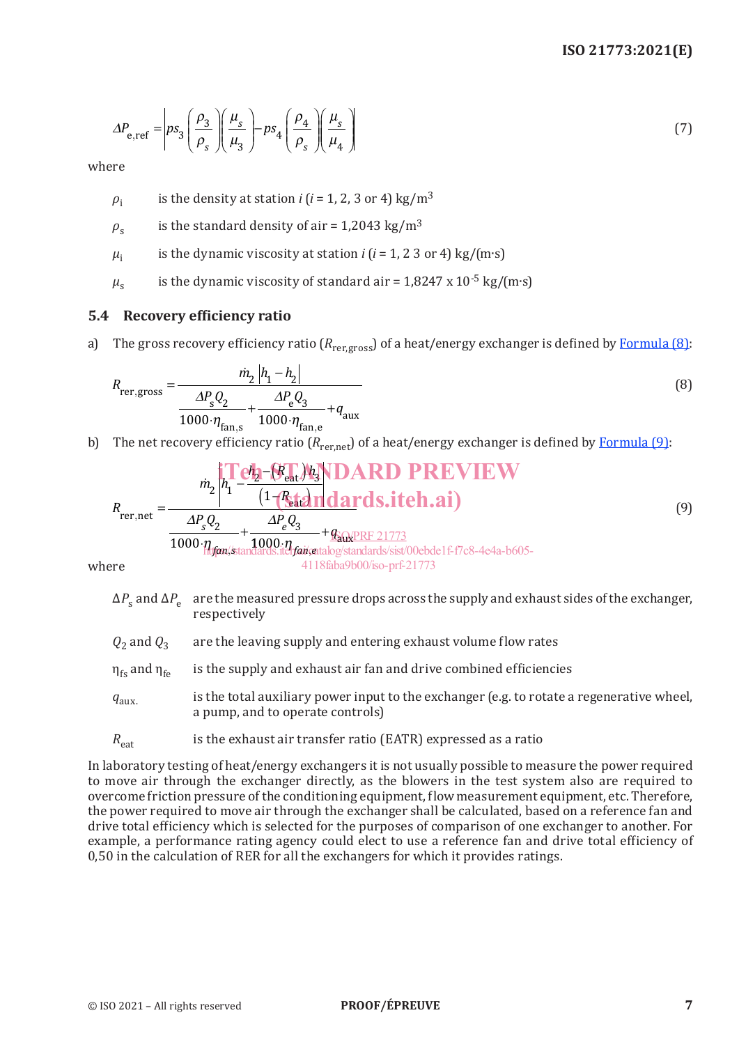$$\Delta P_{\text{e,ref}} = \left| ps_3 \left( \frac{\rho_3}{\rho_s} \right) \left( \frac{\mu_s}{\mu_3} \right) - ps_4 \left( \frac{\rho_4}{\rho_s} \right) \left( \frac{\mu_s}{\mu_4} \right) \right| \tag{7}$$

where

| | |
|---|---|
| $\rho_i$ | is the density at station $i$ ($i$ = 1, 2, 3 or 4) kg/m$^3$ |
| $\rho_s$ | is the standard density of air = 1,2043 kg/m$^3$ |
| $\mu_i$ | is the dynamic viscosity at station $i$ ($i$ = 1, 2 3 or 4) kg/(m·s) |
| $\mu_s$ | is the dynamic viscosity of standard air = 1,8247 x 10$^{-5}$ kg/(m·s) |

### 5.4 Recovery efficiency ratio

a) The gross recovery efficiency ratio ($R_{\text{rer,gross}}$) of a heat/energy exchanger is defined by Formula (8):

$$R_{\text{rer,gross}} = \frac{\dot{m}_2 \left| h_1 - h_2 \right|}{\dfrac{\Delta P_s Q_2}{1000 \cdot \eta_{\text{fan,s}}} + \dfrac{\Delta P_e Q_3}{1000 \cdot \eta_{\text{fan,e}}} + q_{\text{aux}}} \tag{8}$$

b) The net recovery efficiency ratio ($R_{\text{rer,net}}$) of a heat/energy exchanger is defined by Formula (9):

$$R_{\text{rer,net}} = \frac{\dot{m}_2 \left| h_1 - \dfrac{h_2 - (R_{\text{eat}})h_3}{(1 - R_{\text{eat}})} \right|}{\dfrac{\Delta P_s Q_2}{1000 \cdot \eta_{fan,s}} + \dfrac{\Delta P_e Q_3}{1000 \cdot \eta_{fan,e}} + q_{\text{aux}}} \tag{9}$$

where

| | |
|---|---|
| $\Delta P_s$ and $\Delta P_e$ | are the measured pressure drops across the supply and exhaust sides of the exchanger, respectively |
| $Q_2$ and $Q_3$ | are the leaving supply and entering exhaust volume flow rates |
| $\eta_{fs}$ and $\eta_{fe}$ | is the supply and exhaust air fan and drive combined efficiencies |
| $q_{\text{aux.}}$ | is the total auxiliary power input to the exchanger (e.g. to rotate a regenerative wheel, a pump, and to operate controls) |
| $R_{\text{eat}}$ | is the exhaust air transfer ratio (EATR) expressed as a ratio |

In laboratory testing of heat/energy exchangers it is not usually possible to measure the power required to move air through the exchanger directly, as the blowers in the test system also are required to overcome friction pressure of the conditioning equipment, flow measurement equipment, etc. Therefore, the power required to move air through the exchanger shall be calculated, based on a reference fan and drive total efficiency which is selected for the purposes of comparison of one exchanger to another. For example, a performance rating agency could elect to use a reference fan and drive total efficiency of 0,50 in the calculation of RER for all the exchangers for which it provides ratings.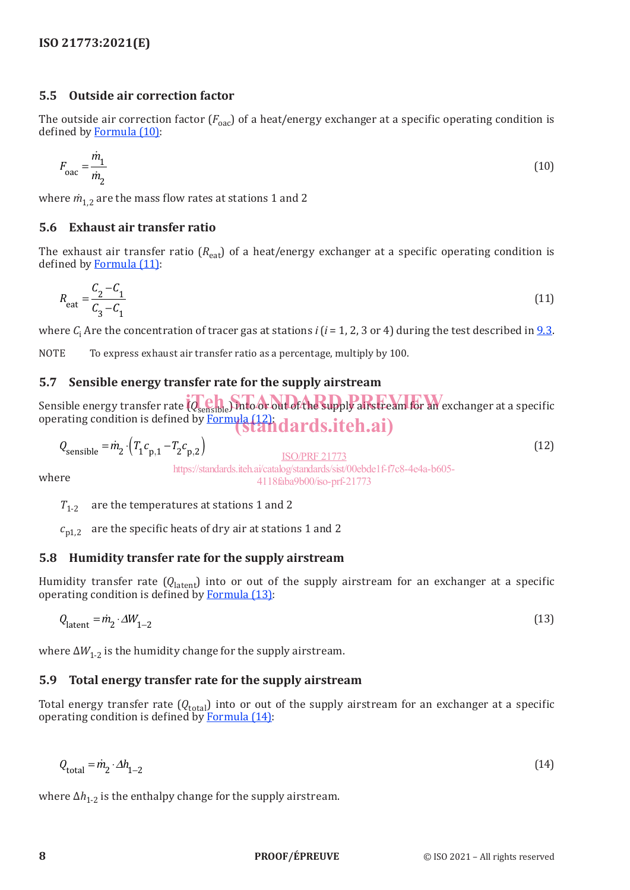## 5.5 Outside air correction factor

The outside air correction factor ($F_{oac}$) of a heat/energy exchanger at a specific operating condition is defined by Formula (10):

$$F_{oac} = \frac{\dot{m}_1}{\dot{m}_2} \tag{10}$$

where $\dot{m}_{1,2}$ are the mass flow rates at stations 1 and 2

## 5.6 Exhaust air transfer ratio

The exhaust air transfer ratio ($R_{eat}$) of a heat/energy exchanger at a specific operating condition is defined by Formula (11):

$$R_{eat} = \frac{C_2 - C_1}{C_3 - C_1} \tag{11}$$

where $C_i$ Are the concentration of tracer gas at stations $i$ ($i$ = 1, 2, 3 or 4) during the test described in 9.3.

NOTE To express exhaust air transfer ratio as a percentage, multiply by 100.

## 5.7 Sensible energy transfer rate for the supply airstream

Sensible energy transfer rate ($Q_{sensible}$) into or out of the supply airstream for an exchanger at a specific operating condition is defined by Formula (12):

$$Q_{sensible} = \dot{m}_2 \cdot \left( T_1 c_{p,1} - T_2 c_{p,2} \right) \tag{12}$$

where

$T_{1\text{-}2}$ are the temperatures at stations 1 and 2

$c_{p1,2}$ are the specific heats of dry air at stations 1 and 2

## 5.8 Humidity transfer rate for the supply airstream

Humidity transfer rate ($Q_{latent}$) into or out of the supply airstream for an exchanger at a specific operating condition is defined by Formula (13):

$$Q_{latent} = \dot{m}_2 \cdot \Delta W_{1-2} \tag{13}$$

where $\Delta W_{1\text{-}2}$ is the humidity change for the supply airstream.

## 5.9 Total energy transfer rate for the supply airstream

Total energy transfer rate ($Q_{total}$) into or out of the supply airstream for an exchanger at a specific operating condition is defined by Formula (14):

$$Q_{total} = \dot{m}_2 \cdot \Delta h_{1-2} \tag{14}$$

where $\Delta h_{1\text{-}2}$ is the enthalpy change for the supply airstream.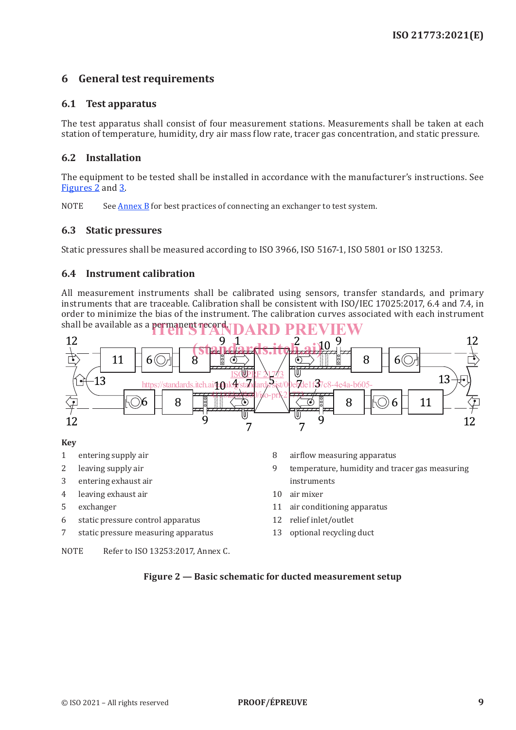## 6 General test requirements

### 6.1 Test apparatus

The test apparatus shall consist of four measurement stations. Measurements shall be taken at each station of temperature, humidity, dry air mass flow rate, tracer gas concentration, and static pressure.

### 6.2 Installation

The equipment to be tested shall be installed in accordance with the manufacturer's instructions. See Figures 2 and 3.

NOTE See Annex B for best practices of connecting an exchanger to test system.

### 6.3 Static pressures

Static pressures shall be measured according to ISO 3966, ISO 5167-1, ISO 5801 or ISO 13253.

### 6.4 Instrument calibration

All measurement instruments shall be calibrated using sensors, transfer standards, and primary instruments that are traceable. Calibration shall be consistent with ISO/IEC 17025:2017, 6.4 and 7.4, in order to minimize the bias of the instrument. The calibration curves associated with each instrument shall be available as a permanent record.

**Key**

1 entering supply air
2 leaving supply air
3 entering exhaust air
4 leaving exhaust air
5 exchanger
6 static pressure control apparatus
7 static pressure measuring apparatus
8 airflow measuring apparatus
9 temperature, humidity and tracer gas measuring instruments
10 air mixer
11 air conditioning apparatus
12 relief inlet/outlet
13 optional recycling duct

NOTE Refer to ISO 13253:2017, Annex C.

**Figure 2 — Basic schematic for ducted measurement setup**